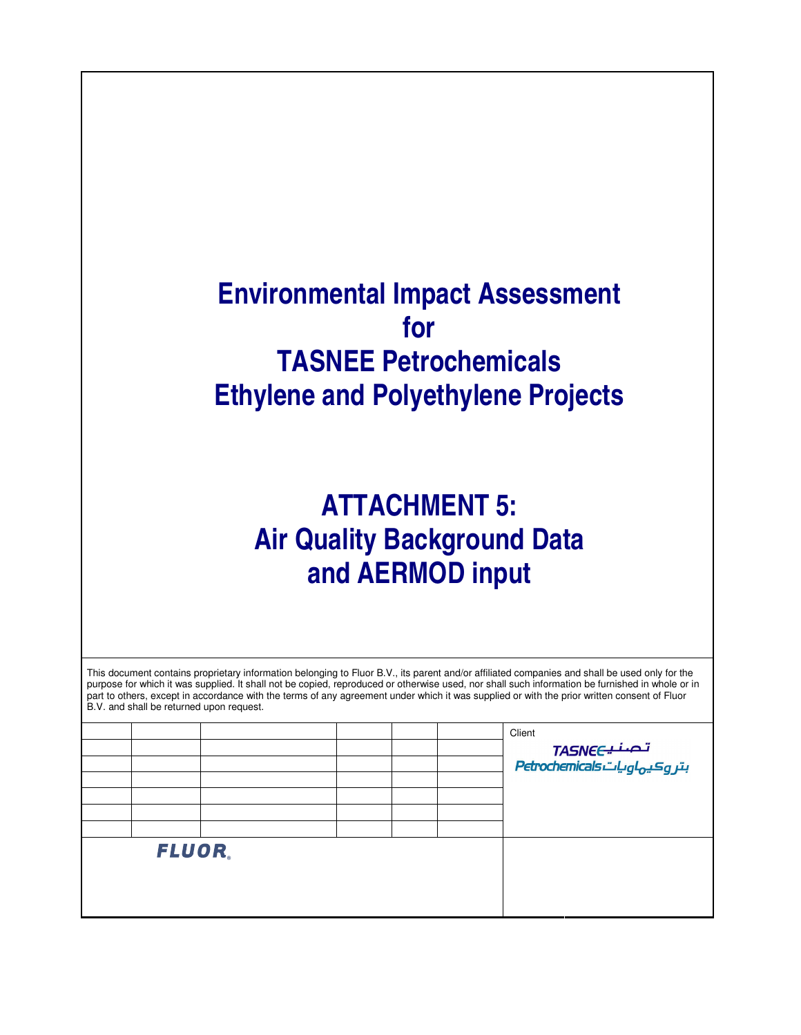# Environmental Impact Assessment for TASNEE Petrochemicals Ethylene and Polyethylene Projects

# ATTACHMENT 5: Air Quality Background Data and AERMOD input

This document contains proprietary information belonging to Fluor B.V., its parent and/or affiliated companies and shall be used only for the purpose for which it was supplied. It shall not be copied, reproduced or otherwise used, nor shall such information be furnished in whole or in part to others, except in accordance with the terms of any agreement under which it was supplied or with the prior written consent of Fluor B.V. and shall be returned upon request.

| | | | | | | Client |
|---|---|---|---|---|---|---|
| | | | | | | TASNEE تصنيع |
| | | | | | | Petrochemicals بتروكيماويات |
| | | | | | | |
| | | | | | | |
| | | | | | | |
| | | | | | | |

FLUOR®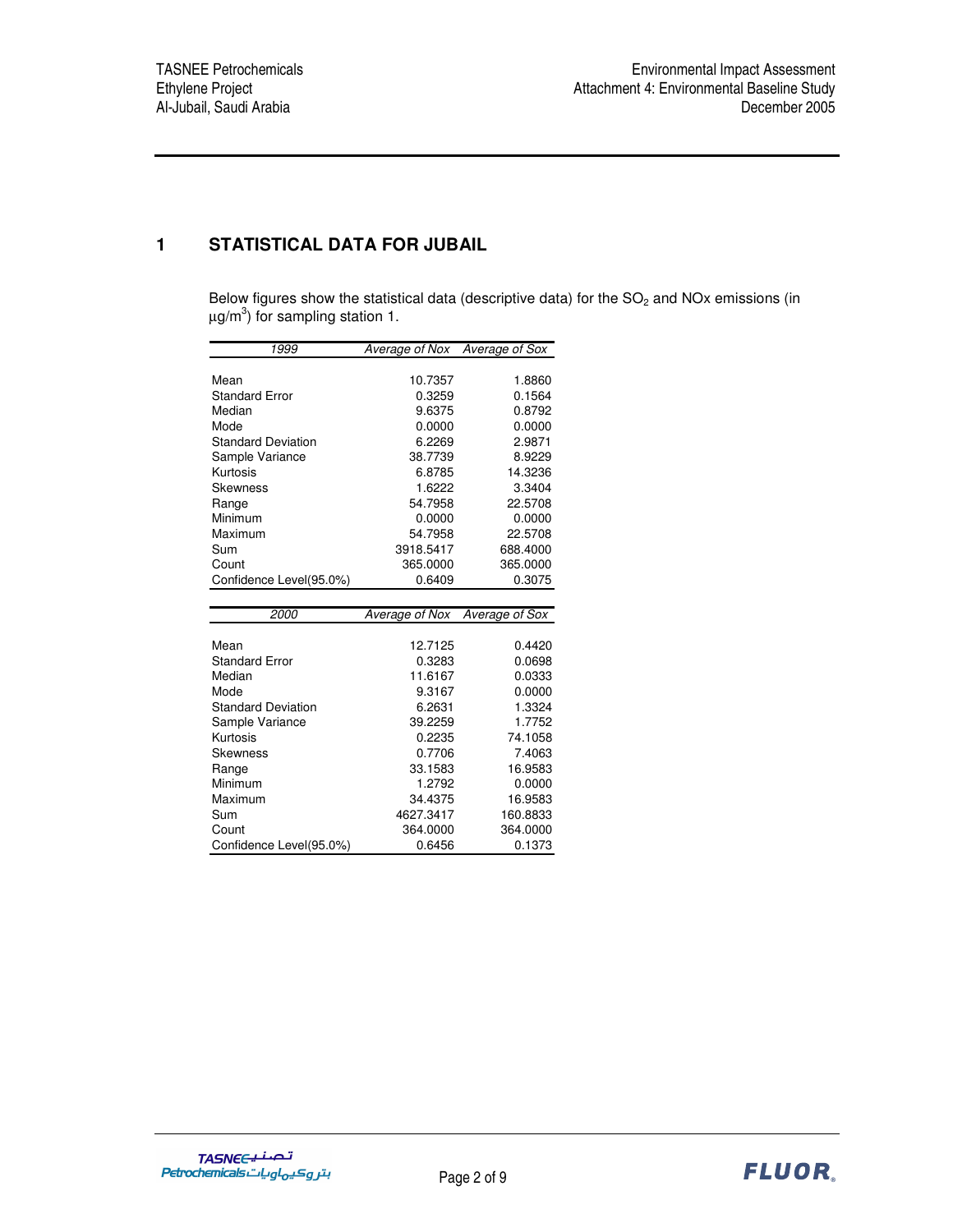# 1 STATISTICAL DATA FOR JUBAIL

Below figures show the statistical data (descriptive data) for the $SO_2$ and NOx emissions (in $\mu g/m^3$) for sampling station 1.

| *1999* | *Average of Nox* | *Average of Sox* |
|---|---|---|
| Mean | 10.7357 | 1.8860 |
| Standard Error | 0.3259 | 0.1564 |
| Median | 9.6375 | 0.8792 |
| Mode | 0.0000 | 0.0000 |
| Standard Deviation | 6.2269 | 2.9871 |
| Sample Variance | 38.7739 | 8.9229 |
| Kurtosis | 6.8785 | 14.3236 |
| Skewness | 1.6222 | 3.3404 |
| Range | 54.7958 | 22.5708 |
| Minimum | 0.0000 | 0.0000 |
| Maximum | 54.7958 | 22.5708 |
| Sum | 3918.5417 | 688.4000 |
| Count | 365.0000 | 365.0000 |
| Confidence Level(95.0%) | 0.6409 | 0.3075 |

| *2000* | *Average of Nox* | *Average of Sox* |
|---|---|---|
| Mean | 12.7125 | 0.4420 |
| Standard Error | 0.3283 | 0.0698 |
| Median | 11.6167 | 0.0333 |
| Mode | 9.3167 | 0.0000 |
| Standard Deviation | 6.2631 | 1.3324 |
| Sample Variance | 39.2259 | 1.7752 |
| Kurtosis | 0.2235 | 74.1058 |
| Skewness | 0.7706 | 7.4063 |
| Range | 33.1583 | 16.9583 |
| Minimum | 1.2792 | 0.0000 |
| Maximum | 34.4375 | 16.9583 |
| Sum | 4627.3417 | 160.8833 |
| Count | 364.0000 | 364.0000 |
| Confidence Level(95.0%) | 0.6456 | 0.1373 |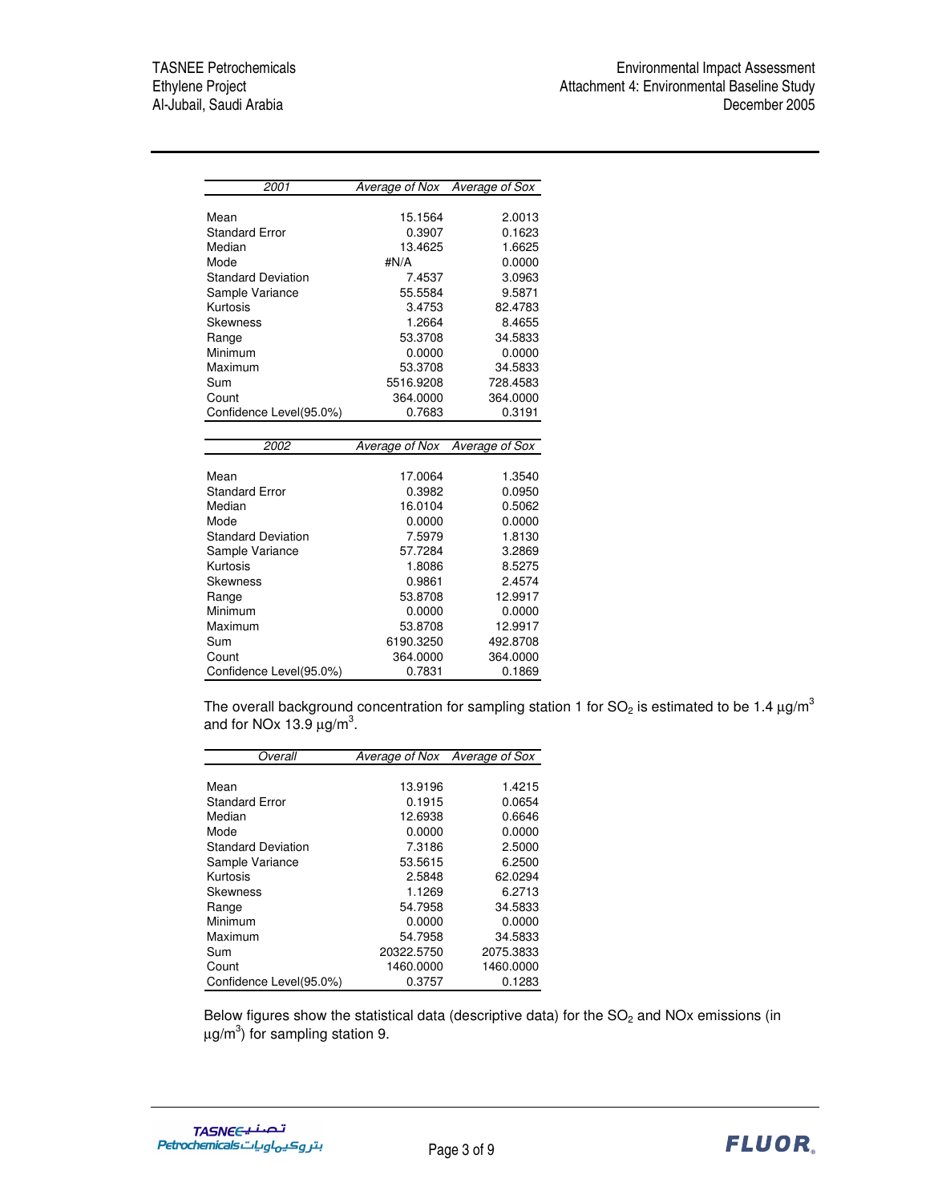| *2001* | *Average of Nox* | *Average of Sox* |
|---|---|---|
| Mean | 15.1564 | 2.0013 |
| Standard Error | 0.3907 | 0.1623 |
| Median | 13.4625 | 1.6625 |
| Mode | #N/A | 0.0000 |
| Standard Deviation | 7.4537 | 3.0963 |
| Sample Variance | 55.5584 | 9.5871 |
| Kurtosis | 3.4753 | 82.4783 |
| Skewness | 1.2664 | 8.4655 |
| Range | 53.3708 | 34.5833 |
| Minimum | 0.0000 | 0.0000 |
| Maximum | 53.3708 | 34.5833 |
| Sum | 5516.9208 | 728.4583 |
| Count | 364.0000 | 364.0000 |
| Confidence Level(95.0%) | 0.7683 | 0.3191 |

| *2002* | *Average of Nox* | *Average of Sox* |
|---|---|---|
| Mean | 17.0064 | 1.3540 |
| Standard Error | 0.3982 | 0.0950 |
| Median | 16.0104 | 0.5062 |
| Mode | 0.0000 | 0.0000 |
| Standard Deviation | 7.5979 | 1.8130 |
| Sample Variance | 57.7284 | 3.2869 |
| Kurtosis | 1.8086 | 8.5275 |
| Skewness | 0.9861 | 2.4574 |
| Range | 53.8708 | 12.9917 |
| Minimum | 0.0000 | 0.0000 |
| Maximum | 53.8708 | 12.9917 |
| Sum | 6190.3250 | 492.8708 |
| Count | 364.0000 | 364.0000 |
| Confidence Level(95.0%) | 0.7831 | 0.1869 |

The overall background concentration for sampling station 1 for $SO_2$ is estimated to be 1.4 $\mu g/m^3$ and for NOx 13.9 $\mu g/m^3$.

| *Overall* | *Average of Nox* | *Average of Sox* |
|---|---|---|
| Mean | 13.9196 | 1.4215 |
| Standard Error | 0.1915 | 0.0654 |
| Median | 12.6938 | 0.6646 |
| Mode | 0.0000 | 0.0000 |
| Standard Deviation | 7.3186 | 2.5000 |
| Sample Variance | 53.5615 | 6.2500 |
| Kurtosis | 2.5848 | 62.0294 |
| Skewness | 1.1269 | 6.2713 |
| Range | 54.7958 | 34.5833 |
| Minimum | 0.0000 | 0.0000 |
| Maximum | 54.7958 | 34.5833 |
| Sum | 20322.5750 | 2075.3833 |
| Count | 1460.0000 | 1460.0000 |
| Confidence Level(95.0%) | 0.3757 | 0.1283 |

Below figures show the statistical data (descriptive data) for the $SO_2$ and NOx emissions (in $\mu g/m^3$) for sampling station 9.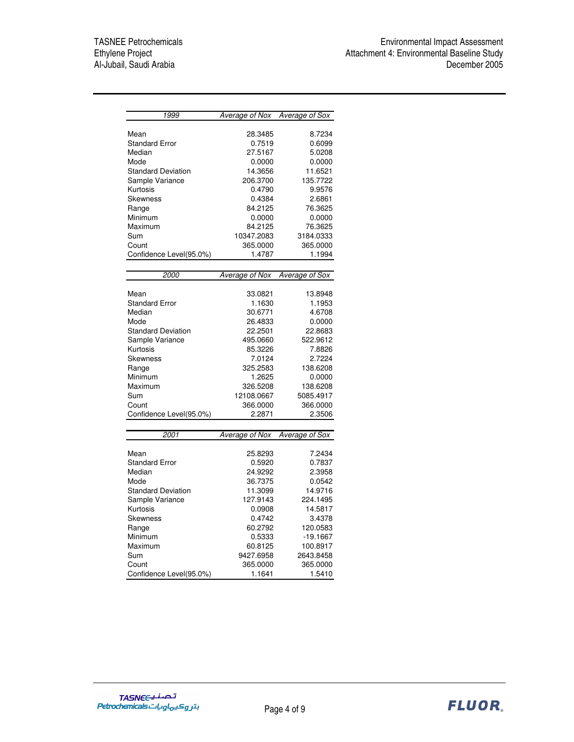| *1999* | *Average of Nox* | *Average of Sox* |
| --- | --- | --- |
| Mean | 28.3485 | 8.7234 |
| Standard Error | 0.7519 | 0.6099 |
| Median | 27.5167 | 5.0208 |
| Mode | 0.0000 | 0.0000 |
| Standard Deviation | 14.3656 | 11.6521 |
| Sample Variance | 206.3700 | 135.7722 |
| Kurtosis | 0.4790 | 9.9576 |
| Skewness | 0.4384 | 2.6861 |
| Range | 84.2125 | 76.3625 |
| Minimum | 0.0000 | 0.0000 |
| Maximum | 84.2125 | 76.3625 |
| Sum | 10347.2083 | 3184.0333 |
| Count | 365.0000 | 365.0000 |
| Confidence Level(95.0%) | 1.4787 | 1.1994 |

| *2000* | *Average of Nox* | *Average of Sox* |
| --- | --- | --- |
| Mean | 33.0821 | 13.8948 |
| Standard Error | 1.1630 | 1.1953 |
| Median | 30.6771 | 4.6708 |
| Mode | 26.4833 | 0.0000 |
| Standard Deviation | 22.2501 | 22.8683 |
| Sample Variance | 495.0660 | 522.9612 |
| Kurtosis | 85.3226 | 7.8826 |
| Skewness | 7.0124 | 2.7224 |
| Range | 325.2583 | 138.6208 |
| Minimum | 1.2625 | 0.0000 |
| Maximum | 326.5208 | 138.6208 |
| Sum | 12108.0667 | 5085.4917 |
| Count | 366.0000 | 366.0000 |
| Confidence Level(95.0%) | 2.2871 | 2.3506 |

| *2001* | *Average of Nox* | *Average of Sox* |
| --- | --- | --- |
| Mean | 25.8293 | 7.2434 |
| Standard Error | 0.5920 | 0.7837 |
| Median | 24.9292 | 2.3958 |
| Mode | 36.7375 | 0.0542 |
| Standard Deviation | 11.3099 | 14.9716 |
| Sample Variance | 127.9143 | 224.1495 |
| Kurtosis | 0.0908 | 14.5817 |
| Skewness | 0.4742 | 3.4378 |
| Range | 60.2792 | 120.0583 |
| Minimum | 0.5333 | -19.1667 |
| Maximum | 60.8125 | 100.8917 |
| Sum | 9427.6958 | 2643.8458 |
| Count | 365.0000 | 365.0000 |
| Confidence Level(95.0%) | 1.1641 | 1.5410 |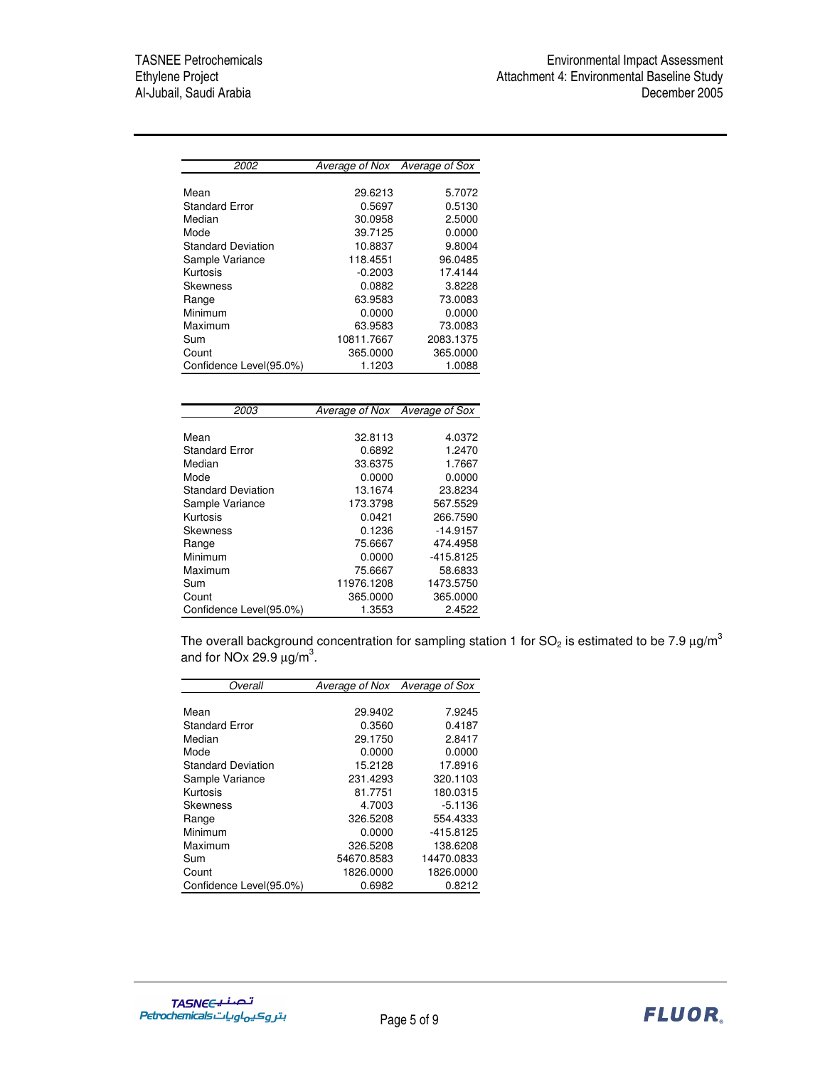| *2002* | *Average of Nox* | *Average of Sox* |
|---|---|---|
| Mean | 29.6213 | 5.7072 |
| Standard Error | 0.5697 | 0.5130 |
| Median | 30.0958 | 2.5000 |
| Mode | 39.7125 | 0.0000 |
| Standard Deviation | 10.8837 | 9.8004 |
| Sample Variance | 118.4551 | 96.0485 |
| Kurtosis | -0.2003 | 17.4144 |
| Skewness | 0.0882 | 3.8228 |
| Range | 63.9583 | 73.0083 |
| Minimum | 0.0000 | 0.0000 |
| Maximum | 63.9583 | 73.0083 |
| Sum | 10811.7667 | 2083.1375 |
| Count | 365.0000 | 365.0000 |
| Confidence Level(95.0%) | 1.1203 | 1.0088 |

| *2003* | *Average of Nox* | *Average of Sox* |
|---|---|---|
| Mean | 32.8113 | 4.0372 |
| Standard Error | 0.6892 | 1.2470 |
| Median | 33.6375 | 1.7667 |
| Mode | 0.0000 | 0.0000 |
| Standard Deviation | 13.1674 | 23.8234 |
| Sample Variance | 173.3798 | 567.5529 |
| Kurtosis | 0.0421 | 266.7590 |
| Skewness | 0.1236 | -14.9157 |
| Range | 75.6667 | 474.4958 |
| Minimum | 0.0000 | -415.8125 |
| Maximum | 75.6667 | 58.6833 |
| Sum | 11976.1208 | 1473.5750 |
| Count | 365.0000 | 365.0000 |
| Confidence Level(95.0%) | 1.3553 | 2.4522 |

The overall background concentration for sampling station 1 for $SO_2$ is estimated to be 7.9 $\mu g/m^3$ and for NOx 29.9 $\mu g/m^3$.

| *Overall* | *Average of Nox* | *Average of Sox* |
|---|---|---|
| Mean | 29.9402 | 7.9245 |
| Standard Error | 0.3560 | 0.4187 |
| Median | 29.1750 | 2.8417 |
| Mode | 0.0000 | 0.0000 |
| Standard Deviation | 15.2128 | 17.8916 |
| Sample Variance | 231.4293 | 320.1103 |
| Kurtosis | 81.7751 | 180.0315 |
| Skewness | 4.7003 | -5.1136 |
| Range | 326.5208 | 554.4333 |
| Minimum | 0.0000 | -415.8125 |
| Maximum | 326.5208 | 138.6208 |
| Sum | 54670.8583 | 14470.0833 |
| Count | 1826.0000 | 1826.0000 |
| Confidence Level(95.0%) | 0.6982 | 0.8212 |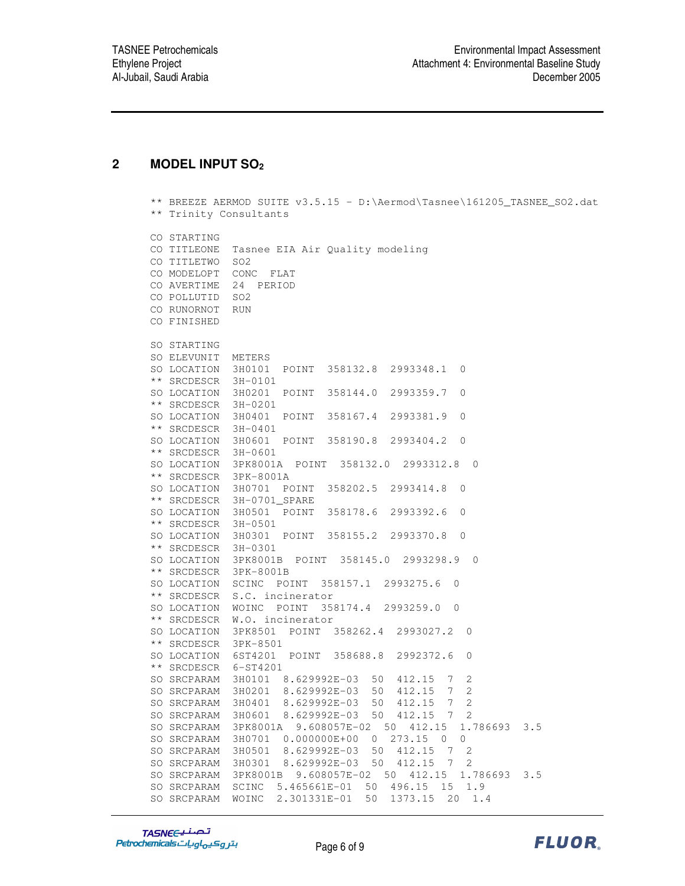## 2 MODEL INPUT $SO_2$

```
** BREEZE AERMOD SUITE v3.5.15 - D:\Aermod\Tasnee\161205_TASNEE_SO2.dat
** Trinity Consultants

CO STARTING
CO TITLEONE  Tasnee EIA Air Quality modeling
CO TITLETWO  SO2
CO MODELOPT  CONC  FLAT
CO AVERTIME  24  PERIOD
CO POLLUTID  SO2
CO RUNORNOT  RUN
CO FINISHED

SO STARTING
SO ELEVUNIT  METERS
SO LOCATION  3H0101  POINT  358132.8  2993348.1  0
** SRCDESCR  3H-0101
SO LOCATION  3H0201  POINT  358144.0  2993359.7  0
** SRCDESCR  3H-0201
SO LOCATION  3H0401  POINT  358167.4  2993381.9  0
** SRCDESCR  3H-0401
SO LOCATION  3H0601  POINT  358190.8  2993404.2  0
** SRCDESCR  3H-0601
SO LOCATION  3PK8001A  POINT  358132.0  2993312.8  0
** SRCDESCR  3PK-8001A
SO LOCATION  3H0701  POINT  358202.5  2993414.8  0
** SRCDESCR  3H-0701_SPARE
SO LOCATION  3H0501  POINT  358178.6  2993392.6  0
** SRCDESCR  3H-0501
SO LOCATION  3H0301  POINT  358155.2  2993370.8  0
** SRCDESCR  3H-0301
SO LOCATION  3PK8001B  POINT  358145.0  2993298.9  0
** SRCDESCR  3PK-8001B
SO LOCATION  SCINC  POINT  358157.1  2993275.6  0
** SRCDESCR  S.C. incinerator
SO LOCATION  WOINC  POINT  358174.4  2993259.0  0
** SRCDESCR  W.O. incinerator
SO LOCATION  3PK8501  POINT  358262.4  2993027.2  0
** SRCDESCR  3PK-8501
SO LOCATION  6ST4201  POINT  358688.8  2992372.6  0
** SRCDESCR  6-ST4201
SO SRCPARAM  3H0101  8.629992E-03  50  412.15  7  2
SO SRCPARAM  3H0201  8.629992E-03  50  412.15  7  2
SO SRCPARAM  3H0401  8.629992E-03  50  412.15  7  2
SO SRCPARAM  3H0601  8.629992E-03  50  412.15  7  2
SO SRCPARAM  3PK8001A  9.608057E-02  50  412.15  1.786693  3.5
SO SRCPARAM  3H0701  0.000000E+00  0  273.15  0  0
SO SRCPARAM  3H0501  8.629992E-03  50  412.15  7  2
SO SRCPARAM  3H0301  8.629992E-03  50  412.15  7  2
SO SRCPARAM  3PK8001B  9.608057E-02  50  412.15  1.786693  3.5
SO SRCPARAM  SCINC  5.465661E-01  50  496.15  15  1.9
SO SRCPARAM  WOINC  2.301331E-01  50  1373.15  20  1.4
```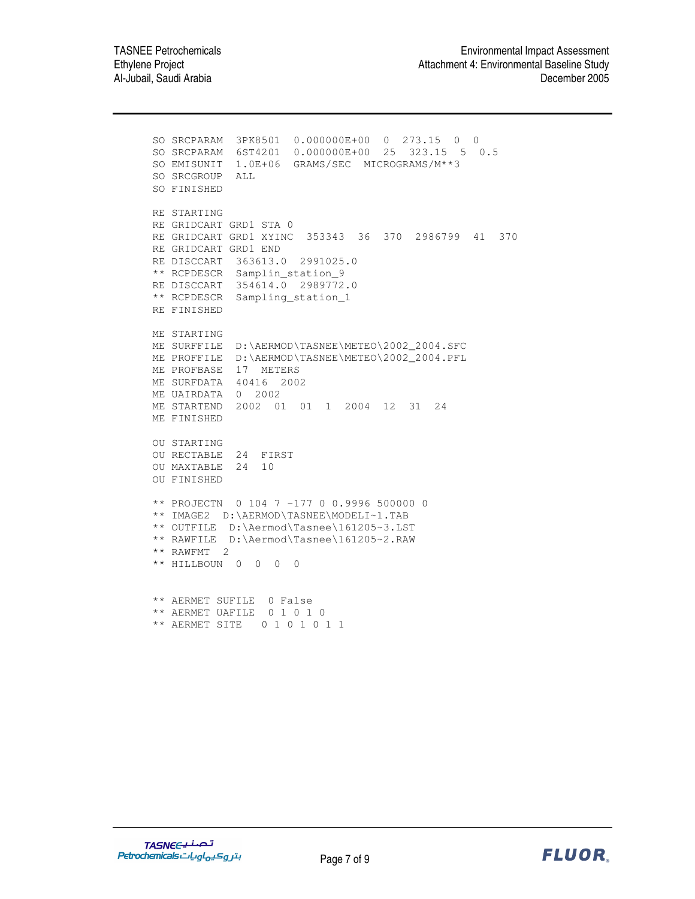```
SO SRCPARAM  3PK8501  0.000000E+00  0  273.15  0  0
SO SRCPARAM  6ST4201  0.000000E+00  25  323.15  5  0.5
SO EMISUNIT  1.0E+06  GRAMS/SEC  MICROGRAMS/M**3
SO SRCGROUP  ALL
SO FINISHED

RE STARTING
RE GRIDCART GRD1 STA 0
RE GRIDCART GRD1 XYINC  353343  36  370  2986799  41  370
RE GRIDCART GRD1 END
RE DISCCART  363613.0  2991025.0
** RCPDESCR  Samplin_station_9
RE DISCCART  354614.0  2989772.0
** RCPDESCR  Sampling_station_1
RE FINISHED

ME STARTING
ME SURFFILE  D:\AERMOD\TASNEE\METEO\2002_2004.SFC
ME PROFFILE  D:\AERMOD\TASNEE\METEO\2002_2004.PFL
ME PROFBASE  17  METERS
ME SURFDATA  40416  2002
ME UAIRDATA  0  2002
ME STARTEND  2002  01  01  1  2004  12  31  24
ME FINISHED

OU STARTING
OU RECTABLE  24  FIRST
OU MAXTABLE  24  10
OU FINISHED

** PROJECTN  0 104 7 -177 0 0.9996 500000 0
** IMAGE2  D:\AERMOD\TASNEE\MODELI~1.TAB
** OUTFILE  D:\Aermod\Tasnee\161205~3.LST
** RAWFILE  D:\Aermod\Tasnee\161205~2.RAW
** RAWFMT  2
** HILLBOUN  0  0  0  0


** AERMET SUFILE  0 False
** AERMET UAFILE  0 1 0 1 0
** AERMET SITE   0 1 0 1 0 1 1
```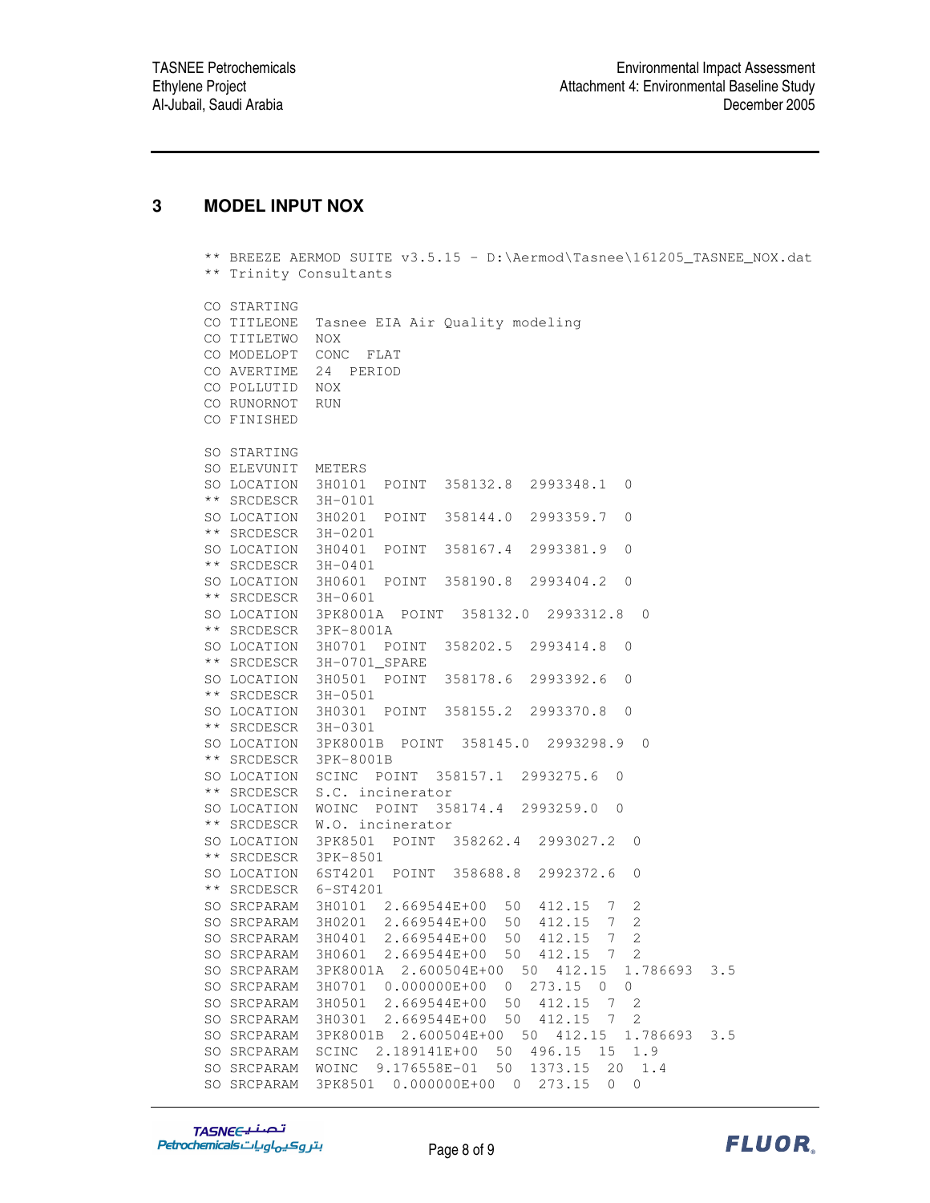## 3 MODEL INPUT NOX

```
** BREEZE AERMOD SUITE v3.5.15 - D:\Aermod\Tasnee\161205_TASNEE_NOX.dat
** Trinity Consultants

CO STARTING
CO TITLEONE  Tasnee EIA Air Quality modeling
CO TITLETWO  NOX
CO MODELOPT  CONC  FLAT
CO AVERTIME  24  PERIOD
CO POLLUTID  NOX
CO RUNORNOT  RUN
CO FINISHED

SO STARTING
SO ELEVUNIT  METERS
SO LOCATION  3H0101  POINT  358132.8  2993348.1  0
** SRCDESCR  3H-0101
SO LOCATION  3H0201  POINT  358144.0  2993359.7  0
** SRCDESCR  3H-0201
SO LOCATION  3H0401  POINT  358167.4  2993381.9  0
** SRCDESCR  3H-0401
SO LOCATION  3H0601  POINT  358190.8  2993404.2  0
** SRCDESCR  3H-0601
SO LOCATION  3PK8001A  POINT  358132.0  2993312.8  0
** SRCDESCR  3PK-8001A
SO LOCATION  3H0701  POINT  358202.5  2993414.8  0
** SRCDESCR  3H-0701_SPARE
SO LOCATION  3H0501  POINT  358178.6  2993392.6  0
** SRCDESCR  3H-0501
SO LOCATION  3H0301  POINT  358155.2  2993370.8  0
** SRCDESCR  3H-0301
SO LOCATION  3PK8001B  POINT  358145.0  2993298.9  0
** SRCDESCR  3PK-8001B
SO LOCATION  SCINC  POINT  358157.1  2993275.6  0
** SRCDESCR  S.C. incinerator
SO LOCATION  WOINC  POINT  358174.4  2993259.0  0
** SRCDESCR  W.O. incinerator
SO LOCATION  3PK8501  POINT  358262.4  2993027.2  0
** SRCDESCR  3PK-8501
SO LOCATION  6ST4201  POINT  358688.8  2992372.6  0
** SRCDESCR  6-ST4201
SO SRCPARAM  3H0101  2.669544E+00  50  412.15  7  2
SO SRCPARAM  3H0201  2.669544E+00  50  412.15  7  2
SO SRCPARAM  3H0401  2.669544E+00  50  412.15  7  2
SO SRCPARAM  3H0601  2.669544E+00  50  412.15  7  2
SO SRCPARAM  3PK8001A  2.600504E+00  50  412.15  1.786693  3.5
SO SRCPARAM  3H0701  0.000000E+00  0  273.15  0  0
SO SRCPARAM  3H0501  2.669544E+00  50  412.15  7  2
SO SRCPARAM  3H0301  2.669544E+00  50  412.15  7  2
SO SRCPARAM  3PK8001B  2.600504E+00  50  412.15  1.786693  3.5
SO SRCPARAM  SCINC  2.189141E+00  50  496.15  15  1.9
SO SRCPARAM  WOINC  9.176558E-01  50  1373.15  20  1.4
SO SRCPARAM  3PK8501  0.000000E+00  0  273.15  0  0
```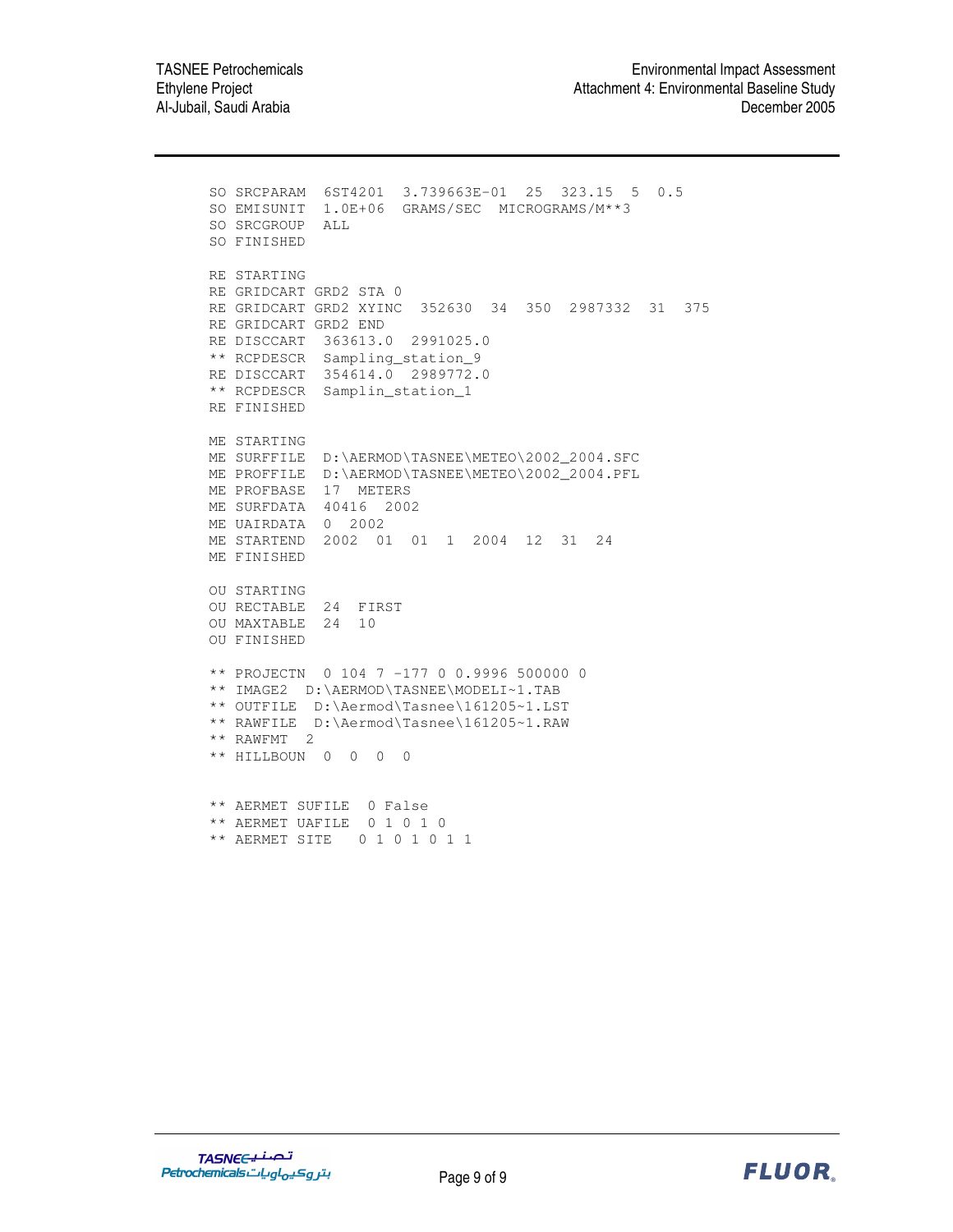```
SO SRCPARAM  6ST4201  3.739663E-01  25  323.15  5  0.5
SO EMISUNIT  1.0E+06  GRAMS/SEC  MICROGRAMS/M**3
SO SRCGROUP  ALL
SO FINISHED

RE STARTING
RE GRIDCART GRD2 STA 0
RE GRIDCART GRD2 XYINC  352630  34  350  2987332  31  375
RE GRIDCART GRD2 END
RE DISCCART  363613.0  2991025.0
** RCPDESCR  Sampling_station_9
RE DISCCART  354614.0  2989772.0
** RCPDESCR  Samplin_station_1
RE FINISHED

ME STARTING
ME SURFFILE  D:\AERMOD\TASNEE\METEO\2002_2004.SFC
ME PROFFILE  D:\AERMOD\TASNEE\METEO\2002_2004.PFL
ME PROFBASE  17  METERS
ME SURFDATA  40416  2002
ME UAIRDATA  0  2002
ME STARTEND  2002  01  01  1  2004  12  31  24
ME FINISHED

OU STARTING
OU RECTABLE  24  FIRST
OU MAXTABLE  24  10
OU FINISHED

** PROJECTN  0 104 7 -177 0 0.9996 500000 0
** IMAGE2  D:\AERMOD\TASNEE\MODELI~1.TAB
** OUTFILE  D:\Aermod\Tasnee\161205~1.LST
** RAWFILE  D:\Aermod\Tasnee\161205~1.RAW
** RAWFMT  2
** HILLBOUN  0  0  0  0


** AERMET SUFILE  0 False
** AERMET UAFILE  0 1 0 1 0
** AERMET SITE   0 1 0 1 0 1 1
```